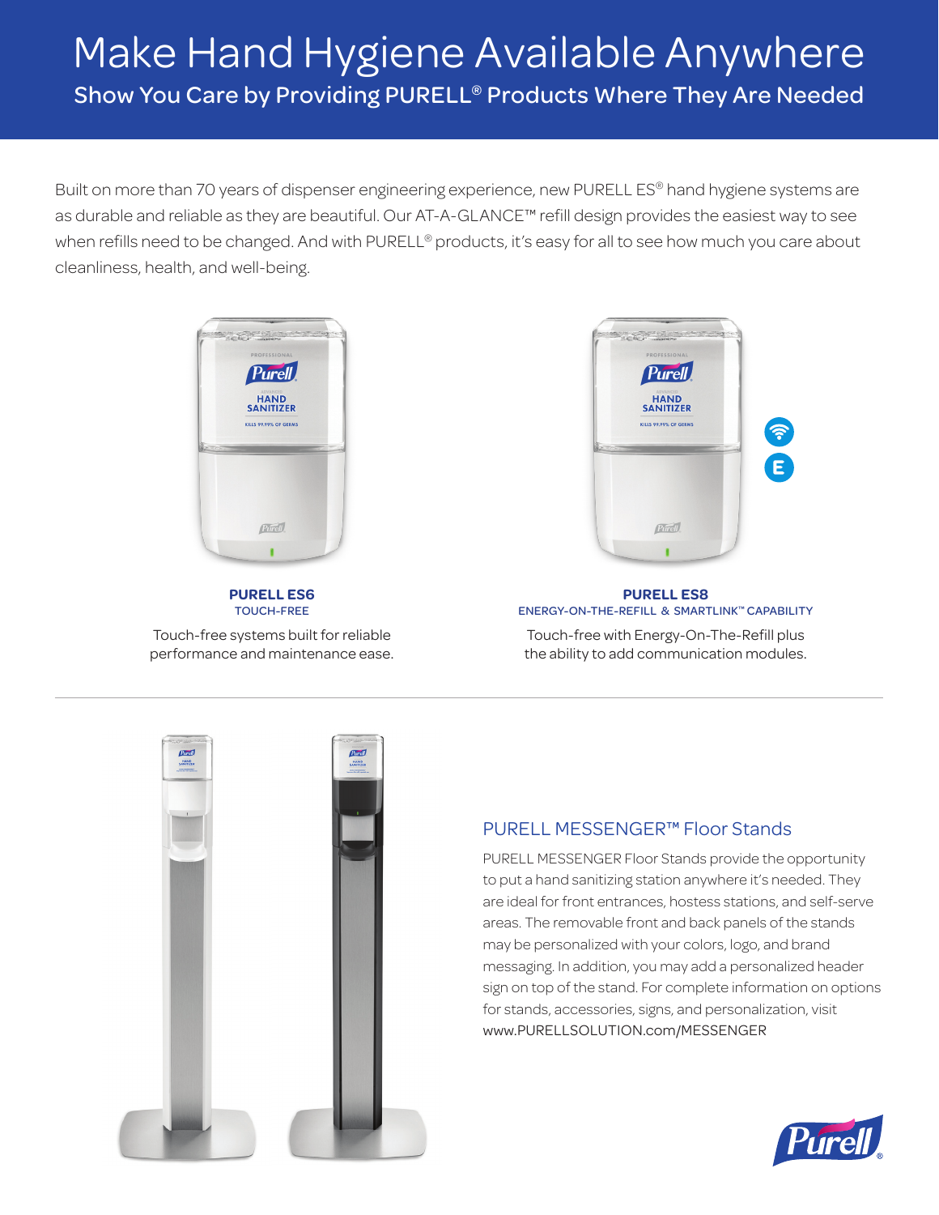# Make Hand Hygiene Available Anywhere

## Show You Care by Providing PURELL® Products Where They Are Needed

Built on more than 70 years of dispenser engineering experience, new PURELL ES® hand hygiene systems are as durable and reliable as they are beautiful. Our AT-A-GLANCE™ refill design provides the easiest way to see when refills need to be changed. And with PURELL® products, it's easy for all to see how much you care about cleanliness, health, and well-being.

**PURELL ES6**
TOUCH-FREE

Touch-free systems built for reliable performance and maintenance ease.

**PURELL ES8**
ENERGY-ON-THE-REFILL & SMARTLINK™ CAPABILITY

Touch-free with Energy-On-The-Refill plus the ability to add communication modules.

---

### PURELL MESSENGER™ Floor Stands

PURELL MESSENGER Floor Stands provide the opportunity to put a hand sanitizing station anywhere it's needed. They are ideal for front entrances, hostess stations, and self-serve areas. The removable front and back panels of the stands may be personalized with your colors, logo, and brand messaging. In addition, you may add a personalized header sign on top of the stand. For complete information on options for stands, accessories, signs, and personalization, visit www.PURELLSOLUTION.com/MESSENGER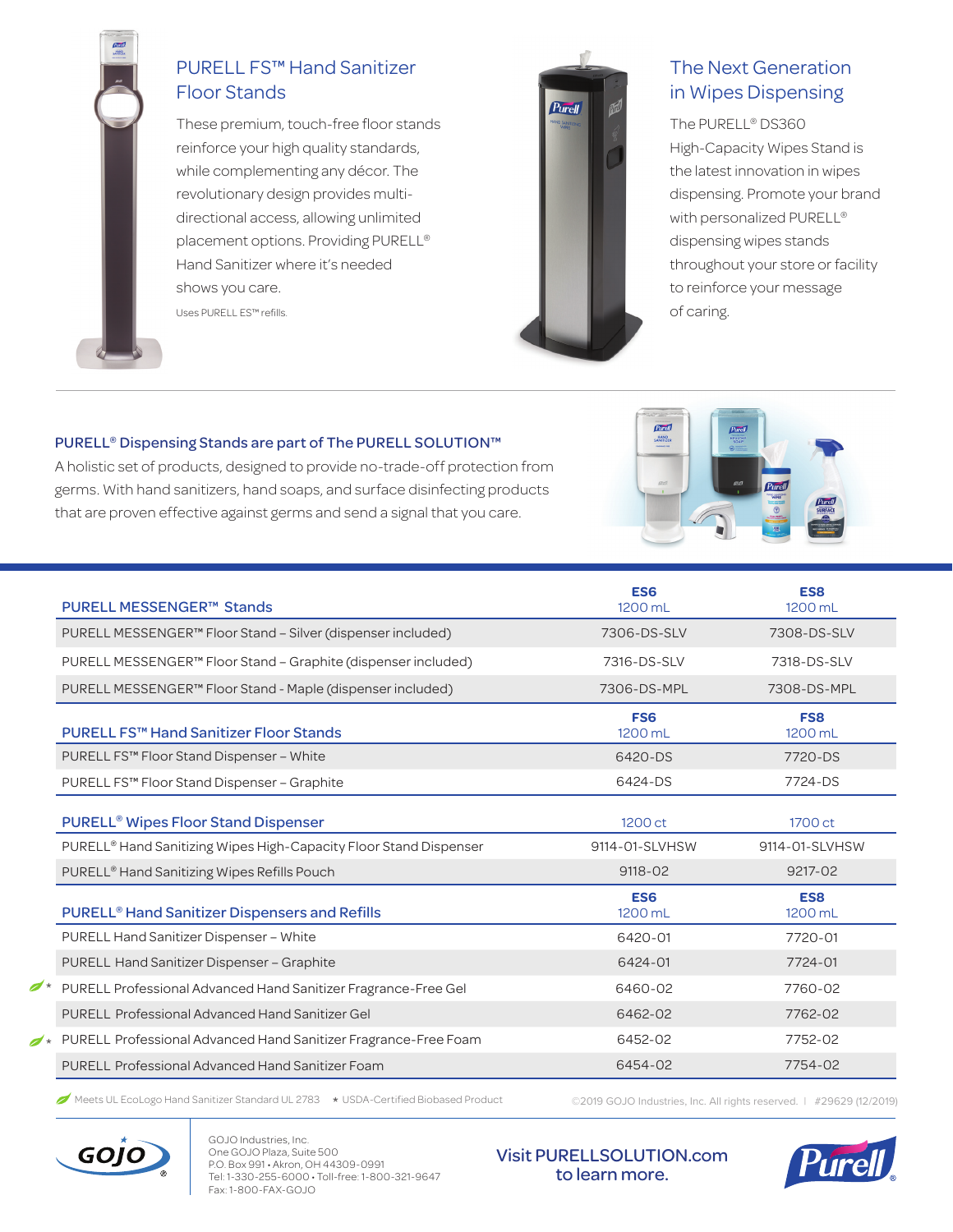## PURELL FS™ Hand Sanitizer Floor Stands

These premium, touch-free floor stands reinforce your high quality standards, while complementing any décor. The revolutionary design provides multi-directional access, allowing unlimited placement options. Providing PURELL® Hand Sanitizer where it's needed shows you care.

Uses PURELL ES™ refills.

## The Next Generation in Wipes Dispensing

The PURELL® DS360 High-Capacity Wipes Stand is the latest innovation in wipes dispensing. Promote your brand with personalized PURELL® dispensing wipes stands throughout your store or facility to reinforce your message of caring.

### PURELL® Dispensing Stands are part of The PURELL SOLUTION™

A holistic set of products, designed to provide no-trade-off protection from germs. With hand sanitizers, hand soaps, and surface disinfecting products that are proven effective against germs and send a signal that you care.

| PURELL MESSENGER™ Stands | ES6 1200 mL | ES8 1200 mL |
|---|---|---|
| PURELL MESSENGER™ Floor Stand – Silver (dispenser included) | 7306-DS-SLV | 7308-DS-SLV |
| PURELL MESSENGER™ Floor Stand – Graphite (dispenser included) | 7316-DS-SLV | 7318-DS-SLV |
| PURELL MESSENGER™ Floor Stand - Maple (dispenser included) | 7306-DS-MPL | 7308-DS-MPL |
| **PURELL FS™ Hand Sanitizer Floor Stands** | **FS6** 1200 mL | **FS8** 1200 mL |
| PURELL FS™ Floor Stand Dispenser – White | 6420-DS | 7720-DS |
| PURELL FS™ Floor Stand Dispenser – Graphite | 6424-DS | 7724-DS |
| **PURELL® Wipes Floor Stand Dispenser** | 1200 ct | 1700 ct |
| PURELL® Hand Sanitizing Wipes High-Capacity Floor Stand Dispenser | 9114-01-SLVHSW | 9114-01-SLVHSW |
| PURELL® Hand Sanitizing Wipes Refills Pouch | 9118-02 | 9217-02 |
| **PURELL® Hand Sanitizer Dispensers and Refills** | **ES6** 1200 mL | **ES8** 1200 mL |
| PURELL Hand Sanitizer Dispenser – White | 6420-01 | 7720-01 |
| PURELL Hand Sanitizer Dispenser – Graphite | 6424-01 | 7724-01 |
| PURELL Professional Advanced Hand Sanitizer Fragrance-Free Gel (EcoLogo, *) | 6460-02 | 7760-02 |
| PURELL Professional Advanced Hand Sanitizer Gel | 6462-02 | 7762-02 |
| PURELL Professional Advanced Hand Sanitizer Fragrance-Free Foam (EcoLogo, *) | 6452-02 | 7752-02 |
| PURELL Professional Advanced Hand Sanitizer Foam | 6454-02 | 7754-02 |

Meets UL EcoLogo Hand Sanitizer Standard UL 2783 * USDA-Certified Biobased Product

©2019 GOJO Industries, Inc. All rights reserved. | #29629 (12/2019)

GOJO Industries, Inc.
One GOJO Plaza, Suite 500
P.O. Box 991 • Akron, OH 44309-0991
Tel: 1-330-255-6000 • Toll-free: 1-800-321-9647
Fax: 1-800-FAX-GOJO

Visit PURELLSOLUTION.com to learn more.